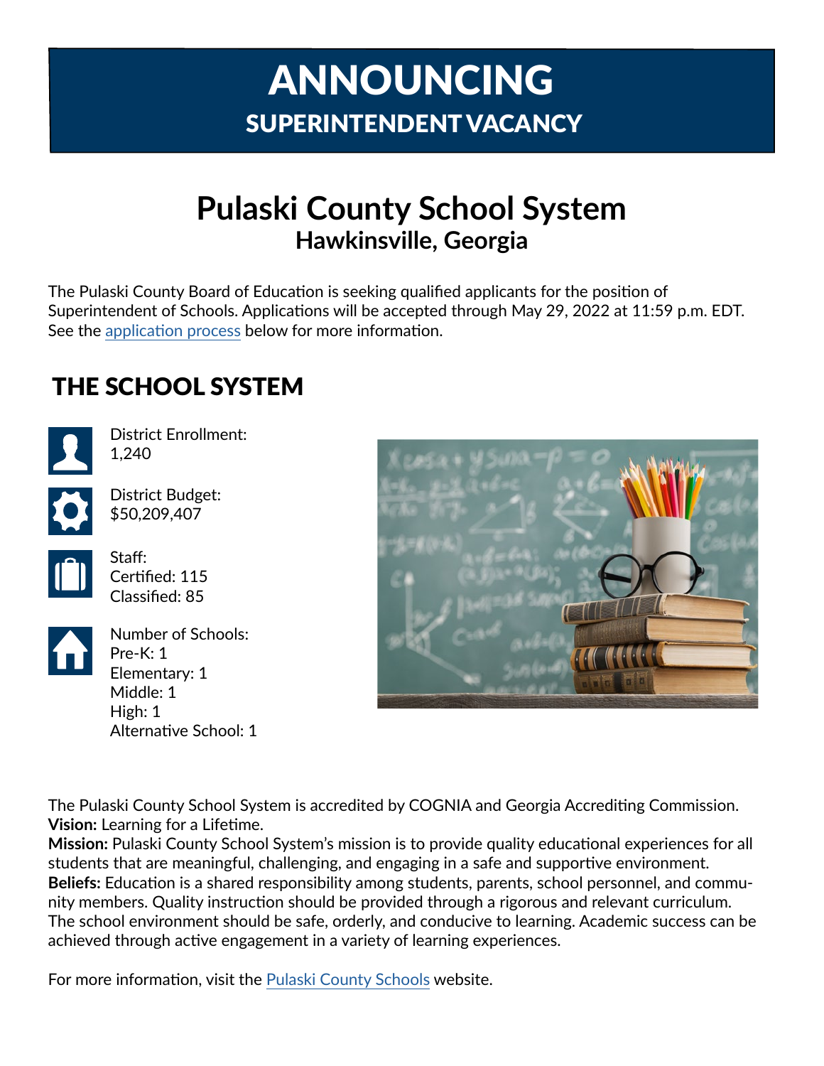# ANNOUNCING

## SUPERINTENDENT VACANCY

# Pulaski County School System

## Hawkinsville, Georgia

The Pulaski County Board of Education is seeking qualified applicants for the position of Superintendent of Schools. Applications will be accepted through May 29, 2022 at 11:59 p.m. EDT. See the application process below for more information.

## THE SCHOOL SYSTEM

District Enrollment:
1,240

District Budget:
$50,209,407

Staff:
Certified: 115
Classified: 85

Number of Schools:
Pre-K: 1
Elementary: 1
Middle: 1
High: 1
Alternative School: 1

The Pulaski County School System is accredited by COGNIA and Georgia Accrediting Commission.
**Vision:** Learning for a Lifetime.
**Mission:** Pulaski County School System's mission is to provide quality educational experiences for all students that are meaningful, challenging, and engaging in a safe and supportive environment.
**Beliefs:** Education is a shared responsibility among students, parents, school personnel, and community members. Quality instruction should be provided through a rigorous and relevant curriculum. The school environment should be safe, orderly, and conducive to learning. Academic success can be achieved through active engagement in a variety of learning experiences.

For more information, visit the Pulaski County Schools website.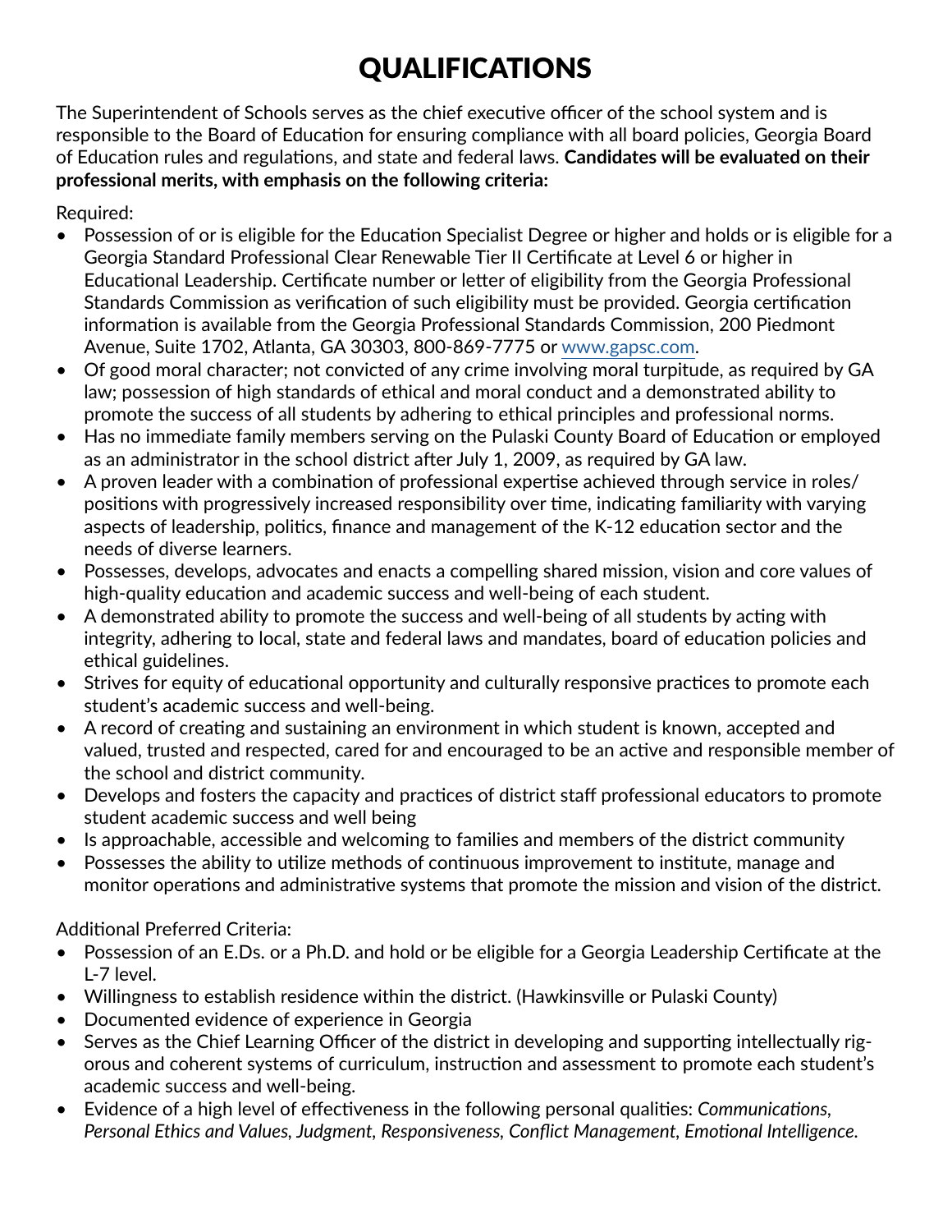# QUALIFICATIONS

The Superintendent of Schools serves as the chief executive officer of the school system and is responsible to the Board of Education for ensuring compliance with all board policies, Georgia Board of Education rules and regulations, and state and federal laws. **Candidates will be evaluated on their professional merits, with emphasis on the following criteria:**

Required:

- Possession of or is eligible for the Education Specialist Degree or higher and holds or is eligible for a Georgia Standard Professional Clear Renewable Tier II Certificate at Level 6 or higher in Educational Leadership. Certificate number or letter of eligibility from the Georgia Professional Standards Commission as verification of such eligibility must be provided. Georgia certification information is available from the Georgia Professional Standards Commission, 200 Piedmont Avenue, Suite 1702, Atlanta, GA 30303, 800-869-7775 or www.gapsc.com.
- Of good moral character; not convicted of any crime involving moral turpitude, as required by GA law; possession of high standards of ethical and moral conduct and a demonstrated ability to promote the success of all students by adhering to ethical principles and professional norms.
- Has no immediate family members serving on the Pulaski County Board of Education or employed as an administrator in the school district after July 1, 2009, as required by GA law.
- A proven leader with a combination of professional expertise achieved through service in roles/ positions with progressively increased responsibility over time, indicating familiarity with varying aspects of leadership, politics, finance and management of the K-12 education sector and the needs of diverse learners.
- Possesses, develops, advocates and enacts a compelling shared mission, vision and core values of high-quality education and academic success and well-being of each student.
- A demonstrated ability to promote the success and well-being of all students by acting with integrity, adhering to local, state and federal laws and mandates, board of education policies and ethical guidelines.
- Strives for equity of educational opportunity and culturally responsive practices to promote each student's academic success and well-being.
- A record of creating and sustaining an environment in which student is known, accepted and valued, trusted and respected, cared for and encouraged to be an active and responsible member of the school and district community.
- Develops and fosters the capacity and practices of district staff professional educators to promote student academic success and well being
- Is approachable, accessible and welcoming to families and members of the district community
- Possesses the ability to utilize methods of continuous improvement to institute, manage and monitor operations and administrative systems that promote the mission and vision of the district.

Additional Preferred Criteria:

- Possession of an E.Ds. or a Ph.D. and hold or be eligible for a Georgia Leadership Certificate at the L-7 level.
- Willingness to establish residence within the district. (Hawkinsville or Pulaski County)
- Documented evidence of experience in Georgia
- Serves as the Chief Learning Officer of the district in developing and supporting intellectually rigorous and coherent systems of curriculum, instruction and assessment to promote each student's academic success and well-being.
- Evidence of a high level of effectiveness in the following personal qualities: *Communications, Personal Ethics and Values, Judgment, Responsiveness, Conflict Management, Emotional Intelligence.*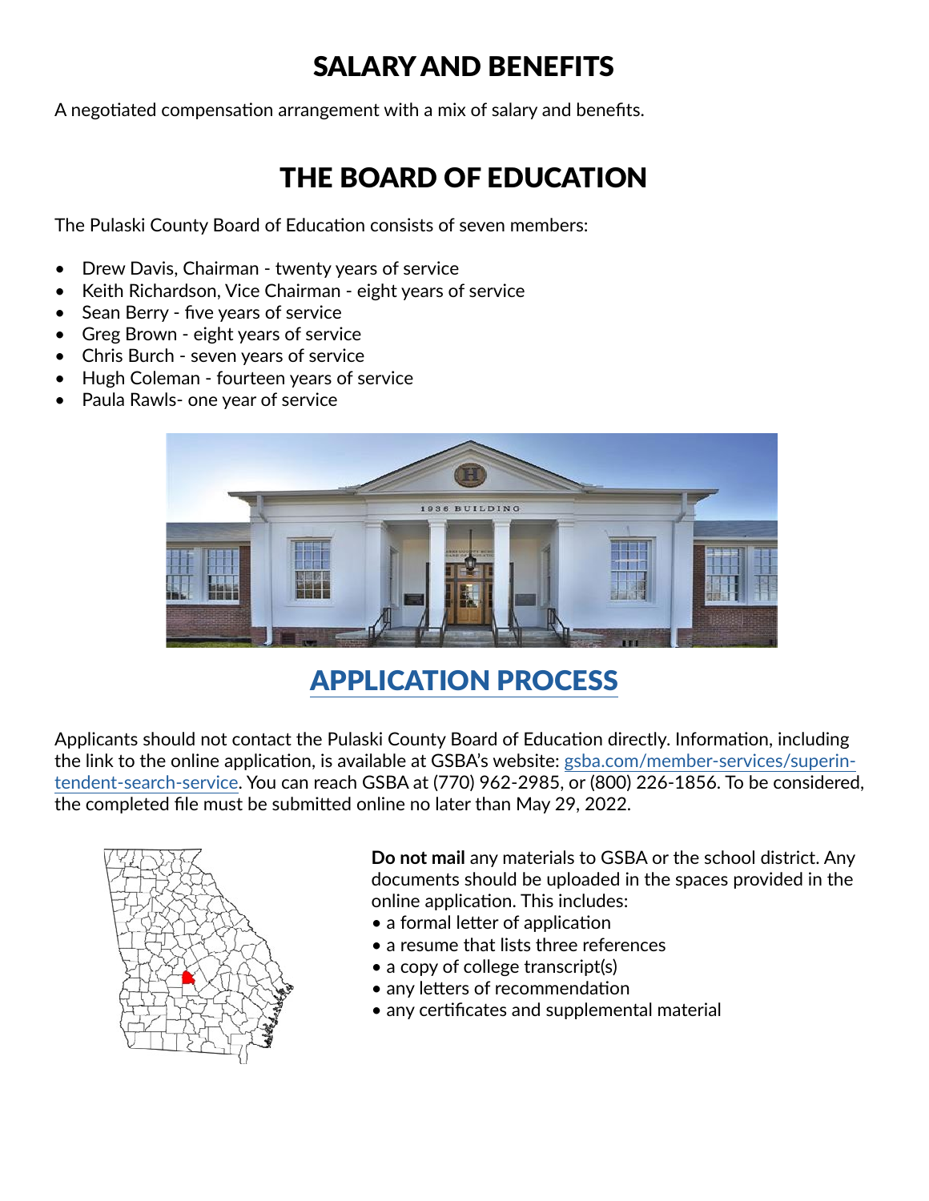# SALARY AND BENEFITS

A negotiated compensation arrangement with a mix of salary and benefits.

# THE BOARD OF EDUCATION

The Pulaski County Board of Education consists of seven members:

- Drew Davis, Chairman - twenty years of service
- Keith Richardson, Vice Chairman - eight years of service
- Sean Berry - five years of service
- Greg Brown - eight years of service
- Chris Burch - seven years of service
- Hugh Coleman - fourteen years of service
- Paula Rawls- one year of service

# APPLICATION PROCESS

Applicants should not contact the Pulaski County Board of Education directly. Information, including the link to the online application, is available at GSBA's website: gsba.com/member-services/superintendent-search-service. You can reach GSBA at (770) 962-2985, or (800) 226-1856. To be considered, the completed file must be submitted online no later than May 29, 2022.

**Do not mail** any materials to GSBA or the school district. Any documents should be uploaded in the spaces provided in the online application. This includes:

- a formal letter of application
- a resume that lists three references
- a copy of college transcript(s)
- any letters of recommendation
- any certificates and supplemental material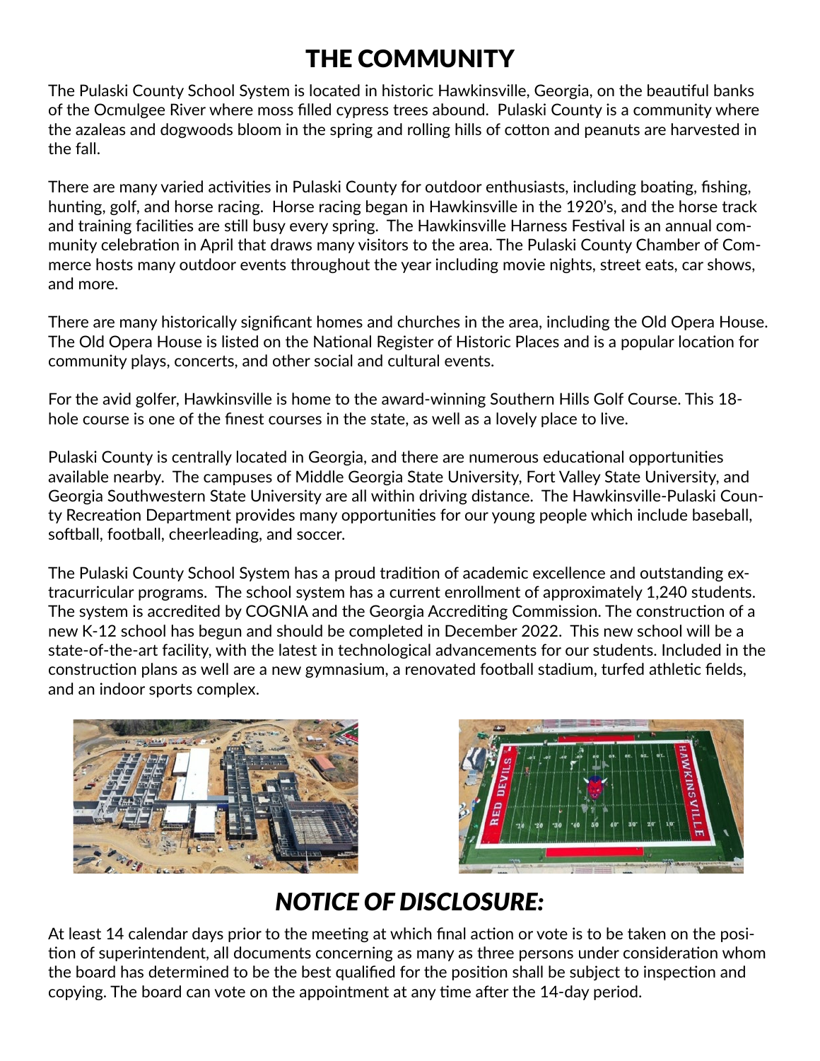# THE COMMUNITY

The Pulaski County School System is located in historic Hawkinsville, Georgia, on the beautiful banks of the Ocmulgee River where moss filled cypress trees abound. Pulaski County is a community where the azaleas and dogwoods bloom in the spring and rolling hills of cotton and peanuts are harvested in the fall.

There are many varied activities in Pulaski County for outdoor enthusiasts, including boating, fishing, hunting, golf, and horse racing. Horse racing began in Hawkinsville in the 1920's, and the horse track and training facilities are still busy every spring. The Hawkinsville Harness Festival is an annual community celebration in April that draws many visitors to the area. The Pulaski County Chamber of Commerce hosts many outdoor events throughout the year including movie nights, street eats, car shows, and more.

There are many historically significant homes and churches in the area, including the Old Opera House. The Old Opera House is listed on the National Register of Historic Places and is a popular location for community plays, concerts, and other social and cultural events.

For the avid golfer, Hawkinsville is home to the award-winning Southern Hills Golf Course. This 18-hole course is one of the finest courses in the state, as well as a lovely place to live.

Pulaski County is centrally located in Georgia, and there are numerous educational opportunities available nearby. The campuses of Middle Georgia State University, Fort Valley State University, and Georgia Southwestern State University are all within driving distance. The Hawkinsville-Pulaski County Recreation Department provides many opportunities for our young people which include baseball, softball, football, cheerleading, and soccer.

The Pulaski County School System has a proud tradition of academic excellence and outstanding extracurricular programs. The school system has a current enrollment of approximately 1,240 students. The system is accredited by COGNIA and the Georgia Accrediting Commission. The construction of a new K-12 school has begun and should be completed in December 2022. This new school will be a state-of-the-art facility, with the latest in technological advancements for our students. Included in the construction plans as well are a new gymnasium, a renovated football stadium, turfed athletic fields, and an indoor sports complex.

## *NOTICE OF DISCLOSURE:*

At least 14 calendar days prior to the meeting at which final action or vote is to be taken on the position of superintendent, all documents concerning as many as three persons under consideration whom the board has determined to be the best qualified for the position shall be subject to inspection and copying. The board can vote on the appointment at any time after the 14-day period.